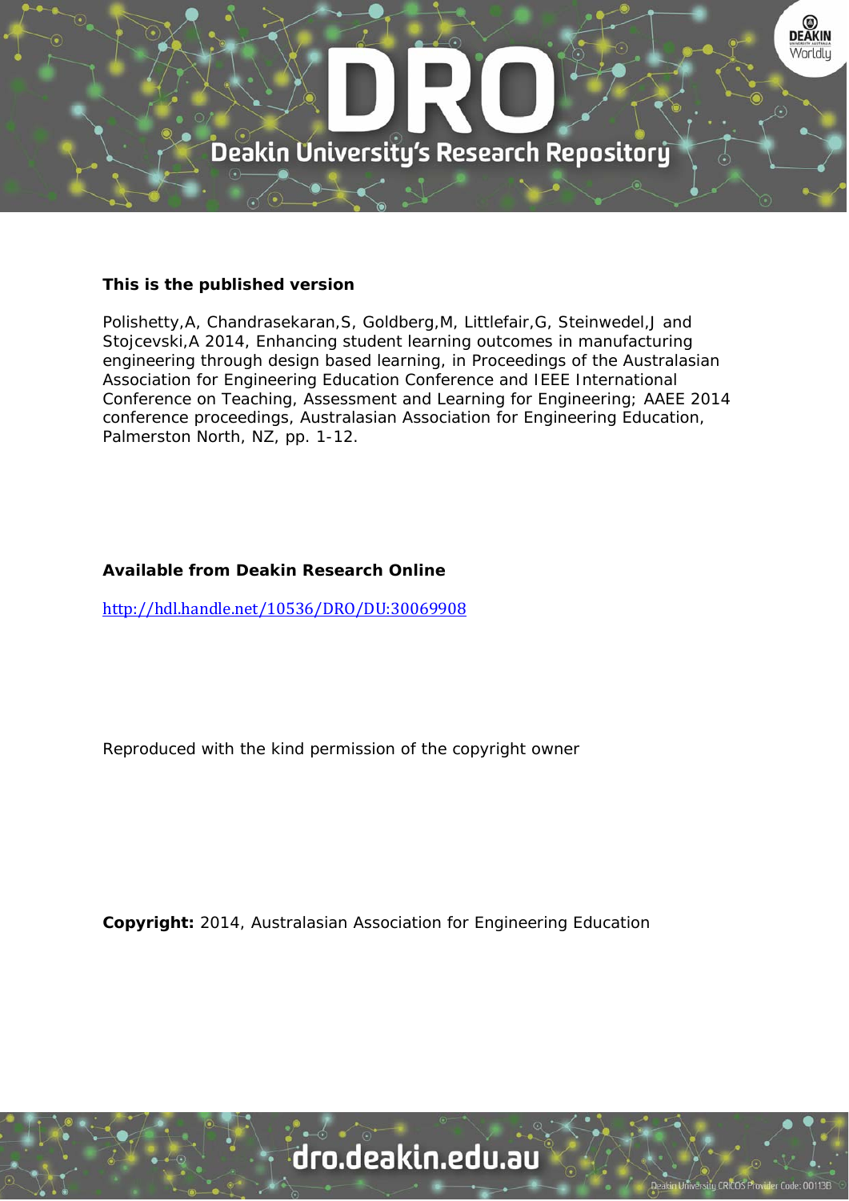**This is the published version**

Polishetty,A, Chandrasekaran,S, Goldberg,M, Littlefair,G, Steinwedel,J and Stojcevski,A 2014, Enhancing student learning outcomes in manufacturing engineering through design based learning, in Proceedings of the Australasian Association for Engineering Education Conference and IEEE International Conference on Teaching, Assessment and Learning for Engineering; AAEE 2014 conference proceedings, Australasian Association for Engineering Education, Palmerston North, NZ, pp. 1-12.

**Available from Deakin Research Online**

http://hdl.handle.net/10536/DRO/DU:30069908

Reproduced with the kind permission of the copyright owner

**Copyright:** 2014, Australasian Association for Engineering Education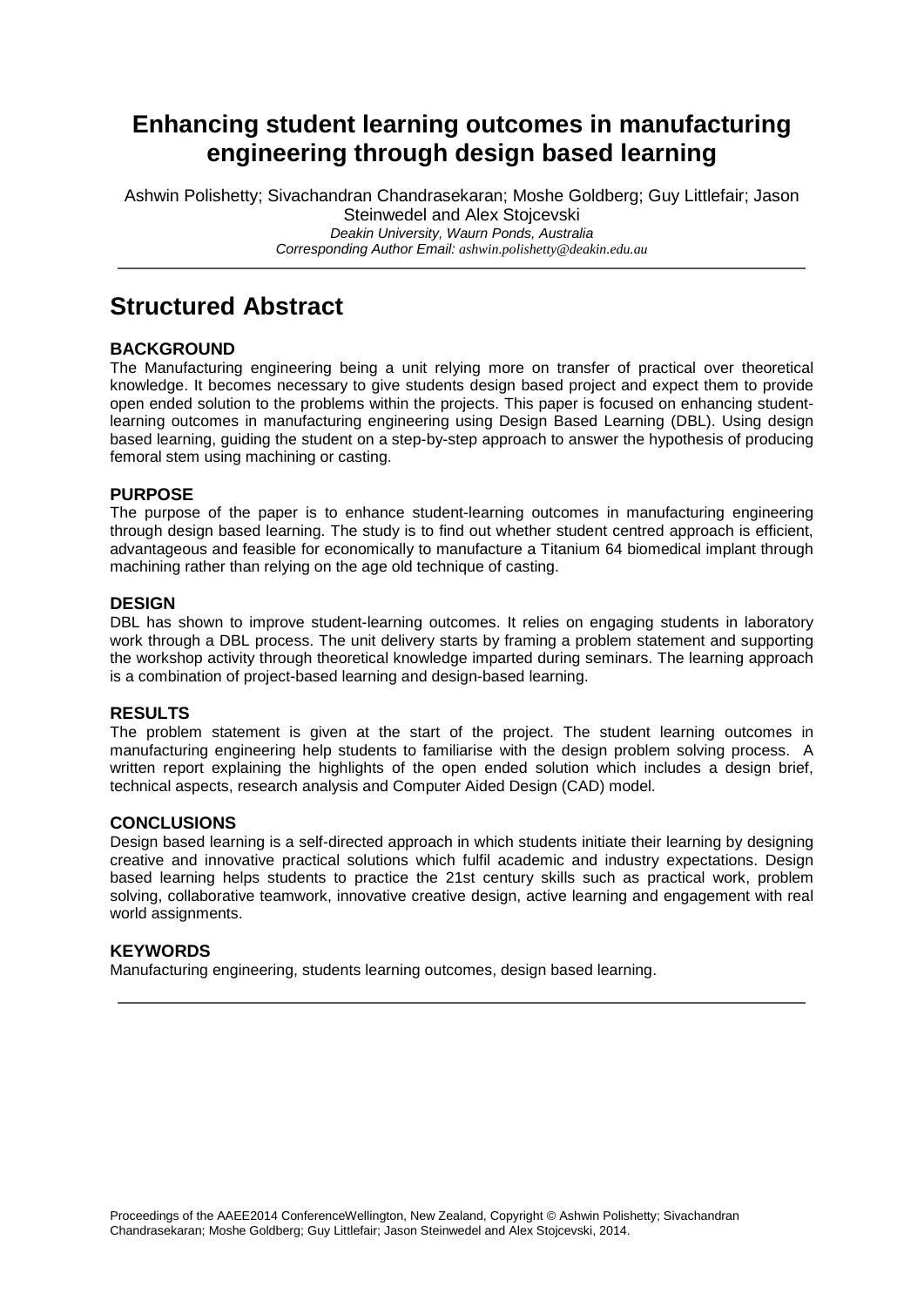# Enhancing student learning outcomes in manufacturing engineering through design based learning

Ashwin Polishetty; Sivachandran Chandrasekaran; Moshe Goldberg; Guy Littlefair; Jason Steinwedel and Alex Stojcevski

*Deakin University, Waurn Ponds, Australia*

*Corresponding Author Email: ashwin.polishetty@deakin.edu.au*

## Structured Abstract

### BACKGROUND

The Manufacturing engineering being a unit relying more on transfer of practical over theoretical knowledge. It becomes necessary to give students design based project and expect them to provide open ended solution to the problems within the projects. This paper is focused on enhancing student-learning outcomes in manufacturing engineering using Design Based Learning (DBL). Using design based learning, guiding the student on a step-by-step approach to answer the hypothesis of producing femoral stem using machining or casting.

### PURPOSE

The purpose of the paper is to enhance student-learning outcomes in manufacturing engineering through design based learning. The study is to find out whether student centred approach is efficient, advantageous and feasible for economically to manufacture a Titanium 64 biomedical implant through machining rather than relying on the age old technique of casting.

### DESIGN

DBL has shown to improve student-learning outcomes. It relies on engaging students in laboratory work through a DBL process. The unit delivery starts by framing a problem statement and supporting the workshop activity through theoretical knowledge imparted during seminars. The learning approach is a combination of project-based learning and design-based learning.

### RESULTS

The problem statement is given at the start of the project. The student learning outcomes in manufacturing engineering help students to familiarise with the design problem solving process. A written report explaining the highlights of the open ended solution which includes a design brief, technical aspects, research analysis and Computer Aided Design (CAD) model.

### CONCLUSIONS

Design based learning is a self-directed approach in which students initiate their learning by designing creative and innovative practical solutions which fulfil academic and industry expectations. Design based learning helps students to practice the 21st century skills such as practical work, problem solving, collaborative teamwork, innovative creative design, active learning and engagement with real world assignments.

### KEYWORDS

Manufacturing engineering, students learning outcomes, design based learning.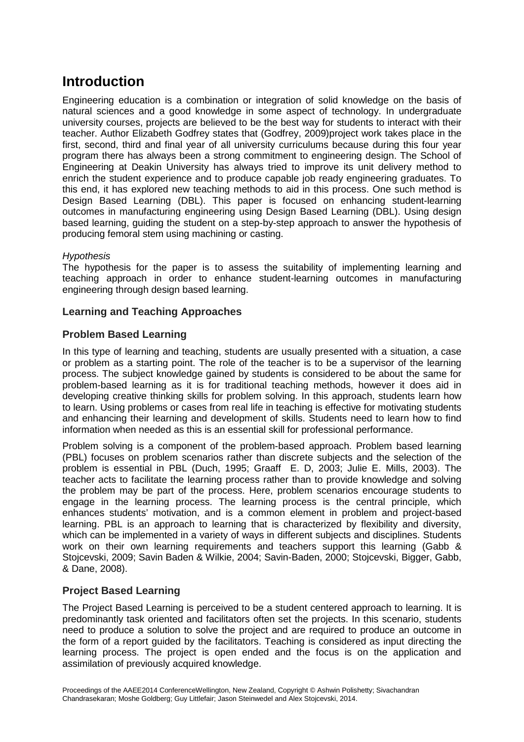# Introduction

Engineering education is a combination or integration of solid knowledge on the basis of natural sciences and a good knowledge in some aspect of technology. In undergraduate university courses, projects are believed to be the best way for students to interact with their teacher. Author Elizabeth Godfrey states that (Godfrey, 2009)project work takes place in the first, second, third and final year of all university curriculums because during this four year program there has always been a strong commitment to engineering design. The School of Engineering at Deakin University has always tried to improve its unit delivery method to enrich the student experience and to produce capable job ready engineering graduates. To this end, it has explored new teaching methods to aid in this process. One such method is Design Based Learning (DBL). This paper is focused on enhancing student-learning outcomes in manufacturing engineering using Design Based Learning (DBL). Using design based learning, guiding the student on a step-by-step approach to answer the hypothesis of producing femoral stem using machining or casting.

*Hypothesis*

The hypothesis for the paper is to assess the suitability of implementing learning and teaching approach in order to enhance student-learning outcomes in manufacturing engineering through design based learning.

## Learning and Teaching Approaches

## Problem Based Learning

In this type of learning and teaching, students are usually presented with a situation, a case or problem as a starting point. The role of the teacher is to be a supervisor of the learning process. The subject knowledge gained by students is considered to be about the same for problem-based learning as it is for traditional teaching methods, however it does aid in developing creative thinking skills for problem solving. In this approach, students learn how to learn. Using problems or cases from real life in teaching is effective for motivating students and enhancing their learning and development of skills. Students need to learn how to find information when needed as this is an essential skill for professional performance.

Problem solving is a component of the problem-based approach. Problem based learning (PBL) focuses on problem scenarios rather than discrete subjects and the selection of the problem is essential in PBL (Duch, 1995; Graaff E. D, 2003; Julie E. Mills, 2003). The teacher acts to facilitate the learning process rather than to provide knowledge and solving the problem may be part of the process. Here, problem scenarios encourage students to engage in the learning process. The learning process is the central principle, which enhances students' motivation, and is a common element in problem and project-based learning. PBL is an approach to learning that is characterized by flexibility and diversity, which can be implemented in a variety of ways in different subjects and disciplines. Students work on their own learning requirements and teachers support this learning (Gabb & Stojcevski, 2009; Savin Baden & Wilkie, 2004; Savin-Baden, 2000; Stojcevski, Bigger, Gabb, & Dane, 2008).

## Project Based Learning

The Project Based Learning is perceived to be a student centered approach to learning. It is predominantly task oriented and facilitators often set the projects. In this scenario, students need to produce a solution to solve the project and are required to produce an outcome in the form of a report guided by the facilitators. Teaching is considered as input directing the learning process. The project is open ended and the focus is on the application and assimilation of previously acquired knowledge.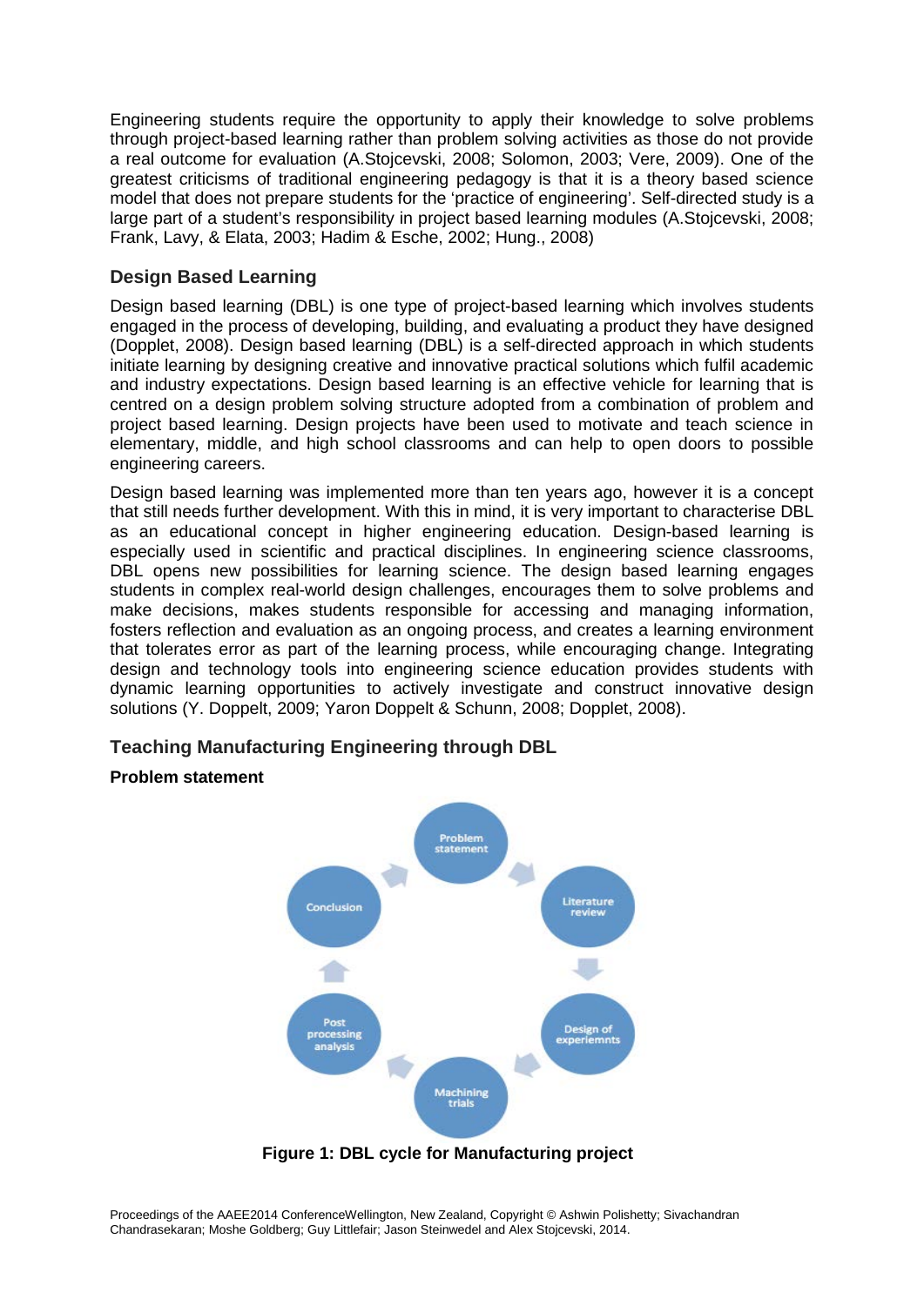Engineering students require the opportunity to apply their knowledge to solve problems through project-based learning rather than problem solving activities as those do not provide a real outcome for evaluation (A.Stojcevski, 2008; Solomon, 2003; Vere, 2009). One of the greatest criticisms of traditional engineering pedagogy is that it is a theory based science model that does not prepare students for the 'practice of engineering'. Self-directed study is a large part of a student's responsibility in project based learning modules (A.Stojcevski, 2008; Frank, Lavy, & Elata, 2003; Hadim & Esche, 2002; Hung., 2008)

## Design Based Learning

Design based learning (DBL) is one type of project-based learning which involves students engaged in the process of developing, building, and evaluating a product they have designed (Dopplet, 2008). Design based learning (DBL) is a self-directed approach in which students initiate learning by designing creative and innovative practical solutions which fulfil academic and industry expectations. Design based learning is an effective vehicle for learning that is centred on a design problem solving structure adopted from a combination of problem and project based learning. Design projects have been used to motivate and teach science in elementary, middle, and high school classrooms and can help to open doors to possible engineering careers.

Design based learning was implemented more than ten years ago, however it is a concept that still needs further development. With this in mind, it is very important to characterise DBL as an educational concept in higher engineering education. Design-based learning is especially used in scientific and practical disciplines. In engineering science classrooms, DBL opens new possibilities for learning science. The design based learning engages students in complex real-world design challenges, encourages them to solve problems and make decisions, makes students responsible for accessing and managing information, fosters reflection and evaluation as an ongoing process, and creates a learning environment that tolerates error as part of the learning process, while encouraging change. Integrating design and technology tools into engineering science education provides students with dynamic learning opportunities to actively investigate and construct innovative design solutions (Y. Doppelt, 2009; Yaron Doppelt & Schunn, 2008; Dopplet, 2008).

## Teaching Manufacturing Engineering through DBL

### Problem statement

Problem statement → Literature review → Design of experiemnts → Machining trials → Post processing analysis → Conclusion

**Figure 1: DBL cycle for Manufacturing project**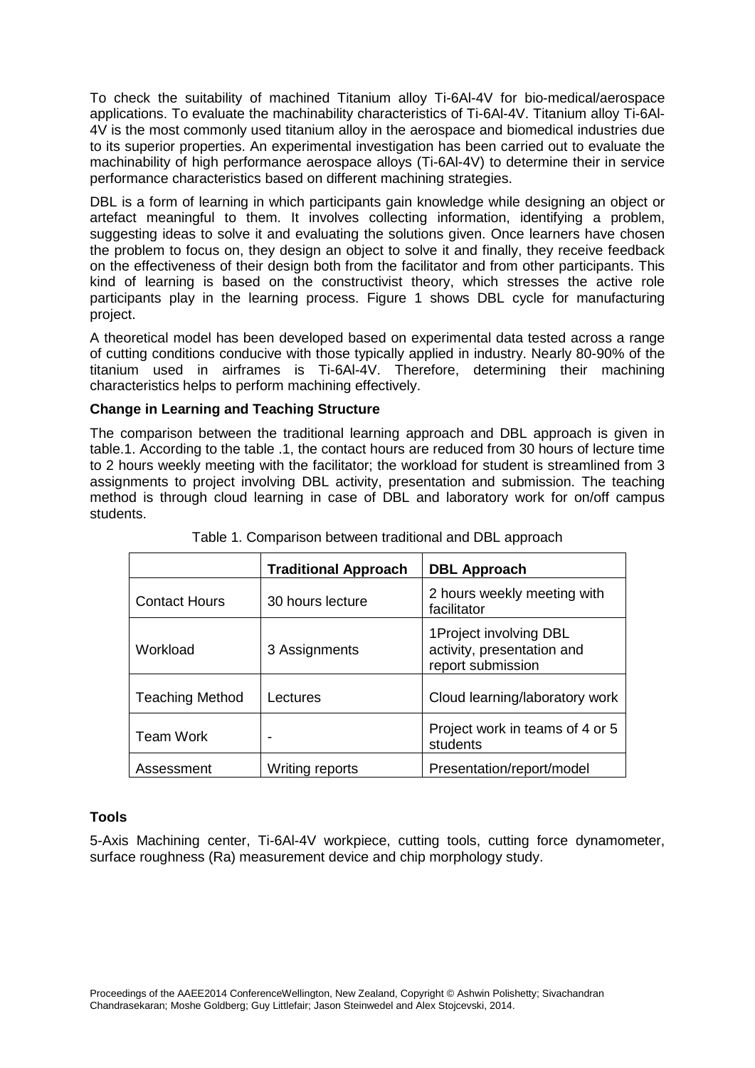To check the suitability of machined Titanium alloy Ti-6Al-4V for bio-medical/aerospace applications. To evaluate the machinability characteristics of Ti-6Al-4V. Titanium alloy Ti-6Al-4V is the most commonly used titanium alloy in the aerospace and biomedical industries due to its superior properties. An experimental investigation has been carried out to evaluate the machinability of high performance aerospace alloys (Ti-6Al-4V) to determine their in service performance characteristics based on different machining strategies.

DBL is a form of learning in which participants gain knowledge while designing an object or artefact meaningful to them. It involves collecting information, identifying a problem, suggesting ideas to solve it and evaluating the solutions given. Once learners have chosen the problem to focus on, they design an object to solve it and finally, they receive feedback on the effectiveness of their design both from the facilitator and from other participants. This kind of learning is based on the constructivist theory, which stresses the active role participants play in the learning process. Figure 1 shows DBL cycle for manufacturing project.

A theoretical model has been developed based on experimental data tested across a range of cutting conditions conducive with those typically applied in industry. Nearly 80-90% of the titanium used in airframes is Ti-6Al-4V. Therefore, determining their machining characteristics helps to perform machining effectively.

**Change in Learning and Teaching Structure**

The comparison between the traditional learning approach and DBL approach is given in table.1. According to the table .1, the contact hours are reduced from 30 hours of lecture time to 2 hours weekly meeting with the facilitator; the workload for student is streamlined from 3 assignments to project involving DBL activity, presentation and submission. The teaching method is through cloud learning in case of DBL and laboratory work for on/off campus students.

Table 1. Comparison between traditional and DBL approach

| | **Traditional Approach** | **DBL Approach** |
|---|---|---|
| Contact Hours | 30 hours lecture | 2 hours weekly meeting with facilitator |
| Workload | 3 Assignments | 1Project involving DBL activity, presentation and report submission |
| Teaching Method | Lectures | Cloud learning/laboratory work |
| Team Work | - | Project work in teams of 4 or 5 students |
| Assessment | Writing reports | Presentation/report/model |

**Tools**

5-Axis Machining center, Ti-6Al-4V workpiece, cutting tools, cutting force dynamometer, surface roughness (Ra) measurement device and chip morphology study.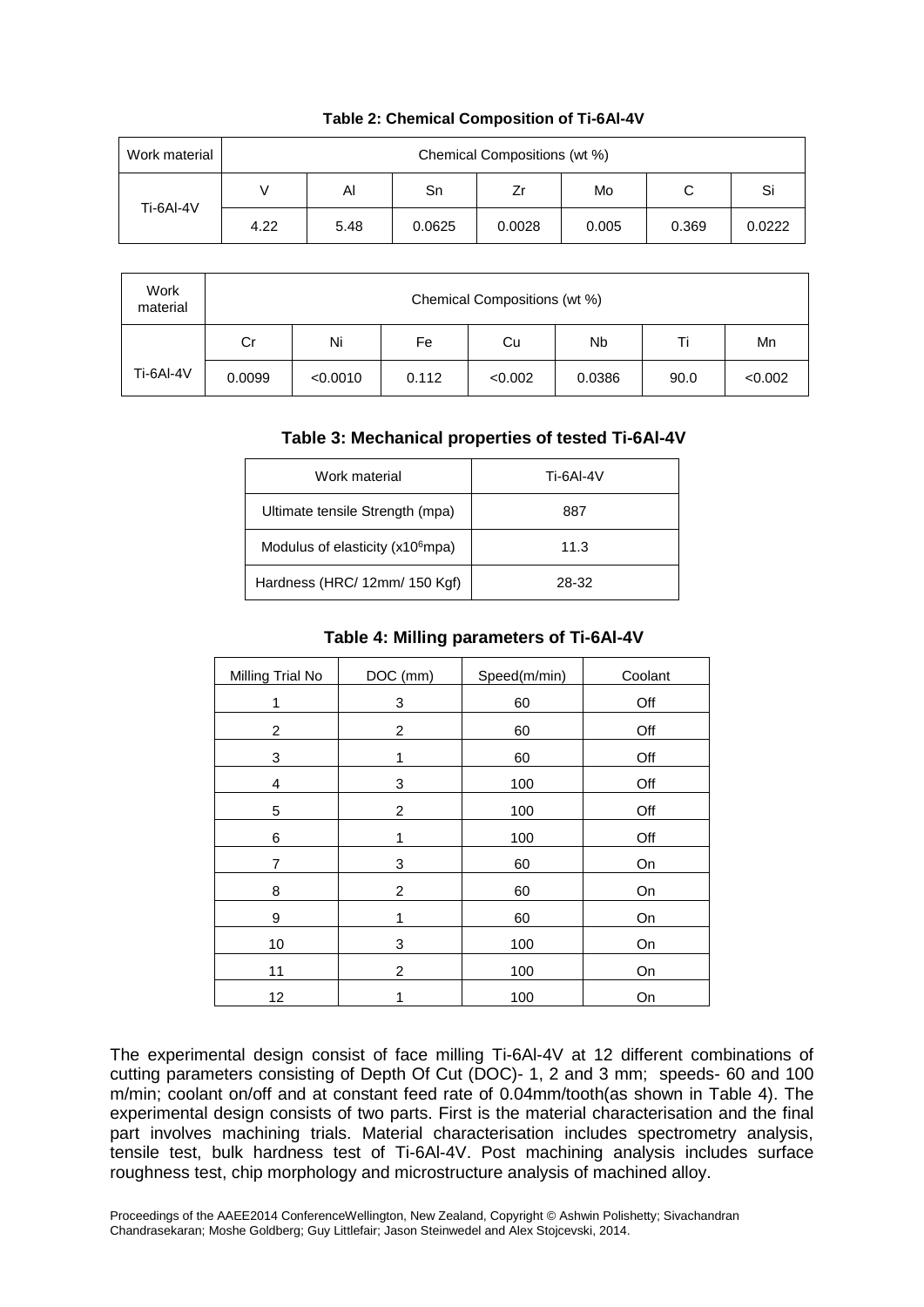**Table 2: Chemical Composition of Ti-6Al-4V**

| Work material | Chemical Compositions (wt %) | | | | | | |
|---|---|---|---|---|---|---|---|
| Ti-6Al-4V | V | Al | Sn | Zr | Mo | C | Si |
| | 4.22 | 5.48 | 0.0625 | 0.0028 | 0.005 | 0.369 | 0.0222 |

| Work material | Chemical Compositions (wt %) | | | | | | |
|---|---|---|---|---|---|---|---|
| Ti-6Al-4V | Cr | Ni | Fe | Cu | Nb | Ti | Mn |
| | 0.0099 | <0.0010 | 0.112 | <0.002 | 0.0386 | 90.0 | <0.002 |

**Table 3: Mechanical properties of tested Ti-6Al-4V**

| Work material | Ti-6Al-4V |
|---|---|
| Ultimate tensile Strength (mpa) | 887 |
| Modulus of elasticity ($x10^6$mpa) | 11.3 |
| Hardness (HRC/ 12mm/ 150 Kgf) | 28-32 |

**Table 4: Milling parameters of Ti-6Al-4V**

| Milling Trial No | DOC (mm) | Speed(m/min) | Coolant |
|---|---|---|---|
| 1 | 3 | 60 | Off |
| 2 | 2 | 60 | Off |
| 3 | 1 | 60 | Off |
| 4 | 3 | 100 | Off |
| 5 | 2 | 100 | Off |
| 6 | 1 | 100 | Off |
| 7 | 3 | 60 | On |
| 8 | 2 | 60 | On |
| 9 | 1 | 60 | On |
| 10 | 3 | 100 | On |
| 11 | 2 | 100 | On |
| 12 | 1 | 100 | On |

The experimental design consist of face milling Ti-6Al-4V at 12 different combinations of cutting parameters consisting of Depth Of Cut (DOC)- 1, 2 and 3 mm; speeds- 60 and 100 m/min; coolant on/off and at constant feed rate of 0.04mm/tooth(as shown in Table 4). The experimental design consists of two parts. First is the material characterisation and the final part involves machining trials. Material characterisation includes spectrometry analysis, tensile test, bulk hardness test of Ti-6Al-4V. Post machining analysis includes surface roughness test, chip morphology and microstructure analysis of machined alloy.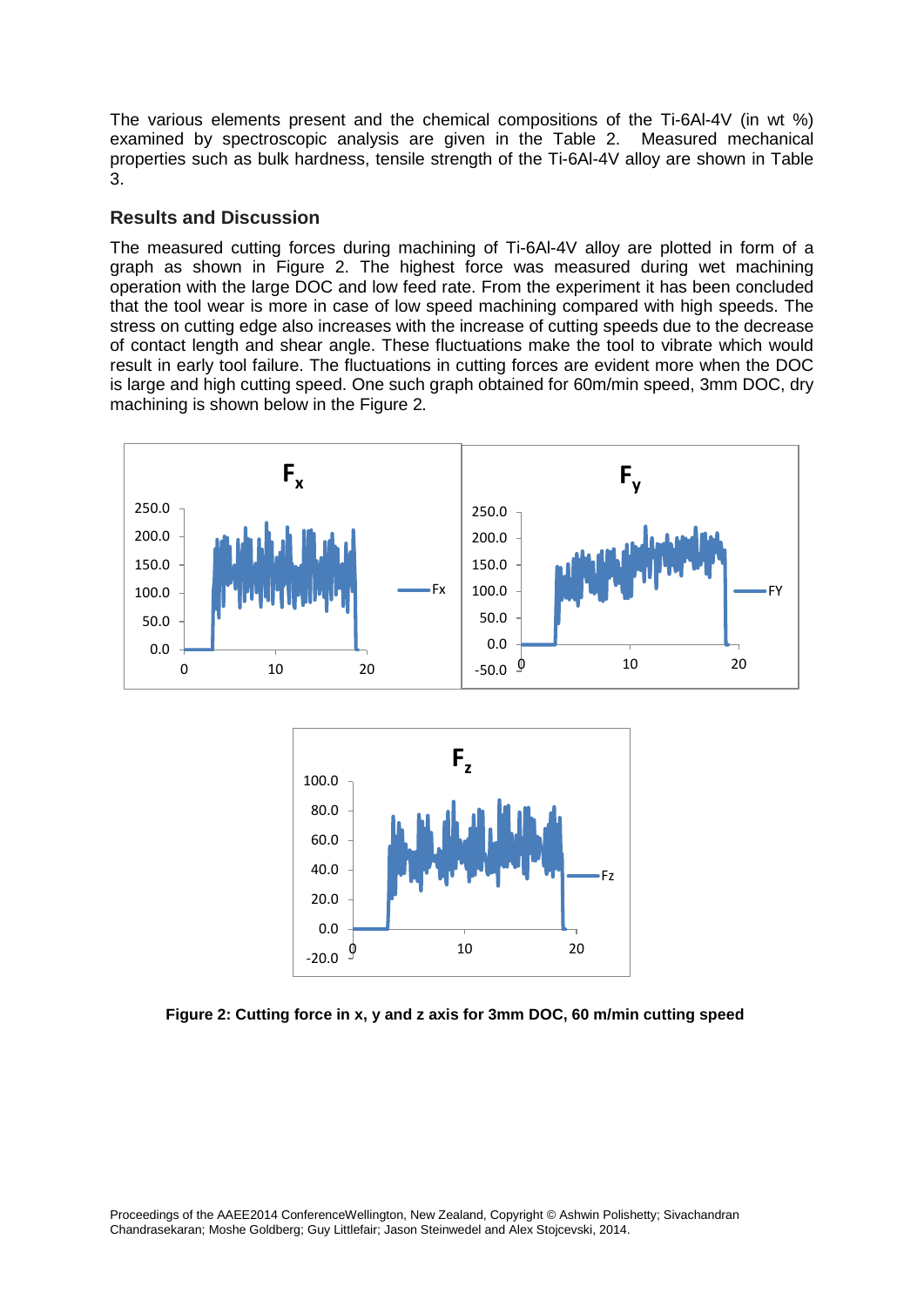The various elements present and the chemical compositions of the Ti-6Al-4V (in wt %) examined by spectroscopic analysis are given in the Table 2. Measured mechanical properties such as bulk hardness, tensile strength of the Ti-6Al-4V alloy are shown in Table 3.

### Results and Discussion

The measured cutting forces during machining of Ti-6Al-4V alloy are plotted in form of a graph as shown in Figure 2. The highest force was measured during wet machining operation with the large DOC and low feed rate. From the experiment it has been concluded that the tool wear is more in case of low speed machining compared with high speeds. The stress on cutting edge also increases with the increase of cutting speeds due to the decrease of contact length and shear angle. These fluctuations make the tool to vibrate which would result in early tool failure. The fluctuations in cutting forces are evident more when the DOC is large and high cutting speed. One such graph obtained for 60m/min speed, 3mm DOC, dry machining is shown below in the Figure 2.

**Figure 2: Cutting force in x, y and z axis for 3mm DOC, 60 m/min cutting speed**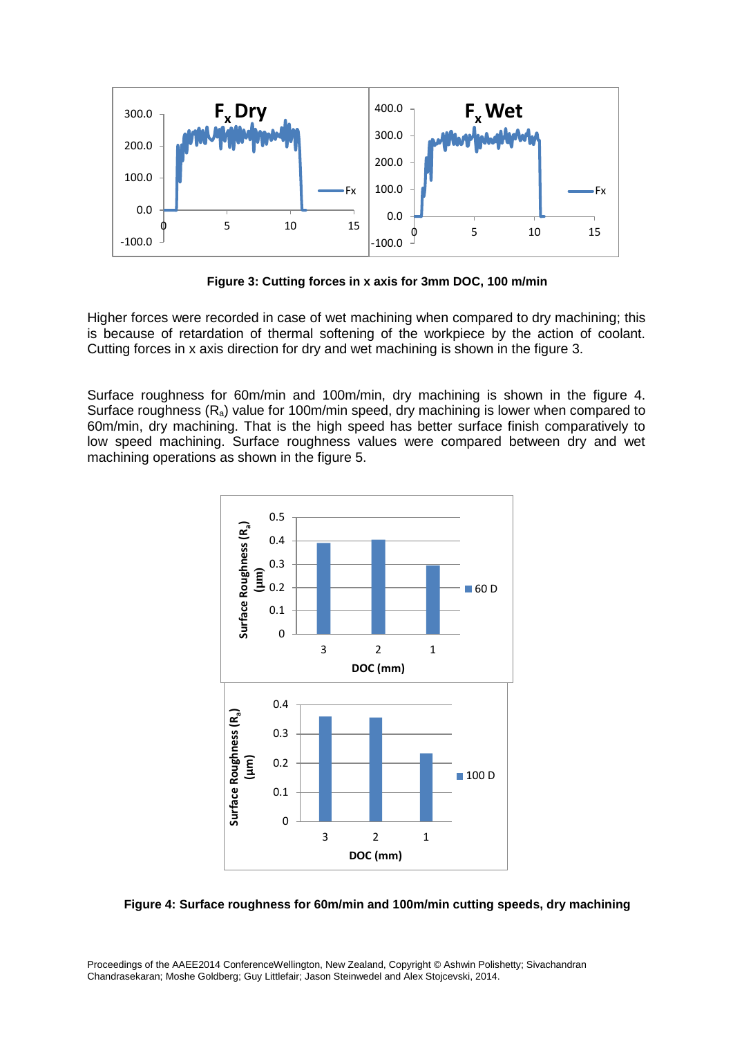**Figure 3: Cutting forces in x axis for 3mm DOC, 100 m/min**

Higher forces were recorded in case of wet machining when compared to dry machining; this is because of retardation of thermal softening of the workpiece by the action of coolant. Cutting forces in x axis direction for dry and wet machining is shown in the figure 3.

Surface roughness for 60m/min and 100m/min, dry machining is shown in the figure 4. Surface roughness ($R_a$) value for 100m/min speed, dry machining is lower when compared to 60m/min, dry machining. That is the high speed has better surface finish comparatively to low speed machining. Surface roughness values were compared between dry and wet machining operations as shown in the figure 5.

**Figure 4: Surface roughness for 60m/min and 100m/min cutting speeds, dry machining**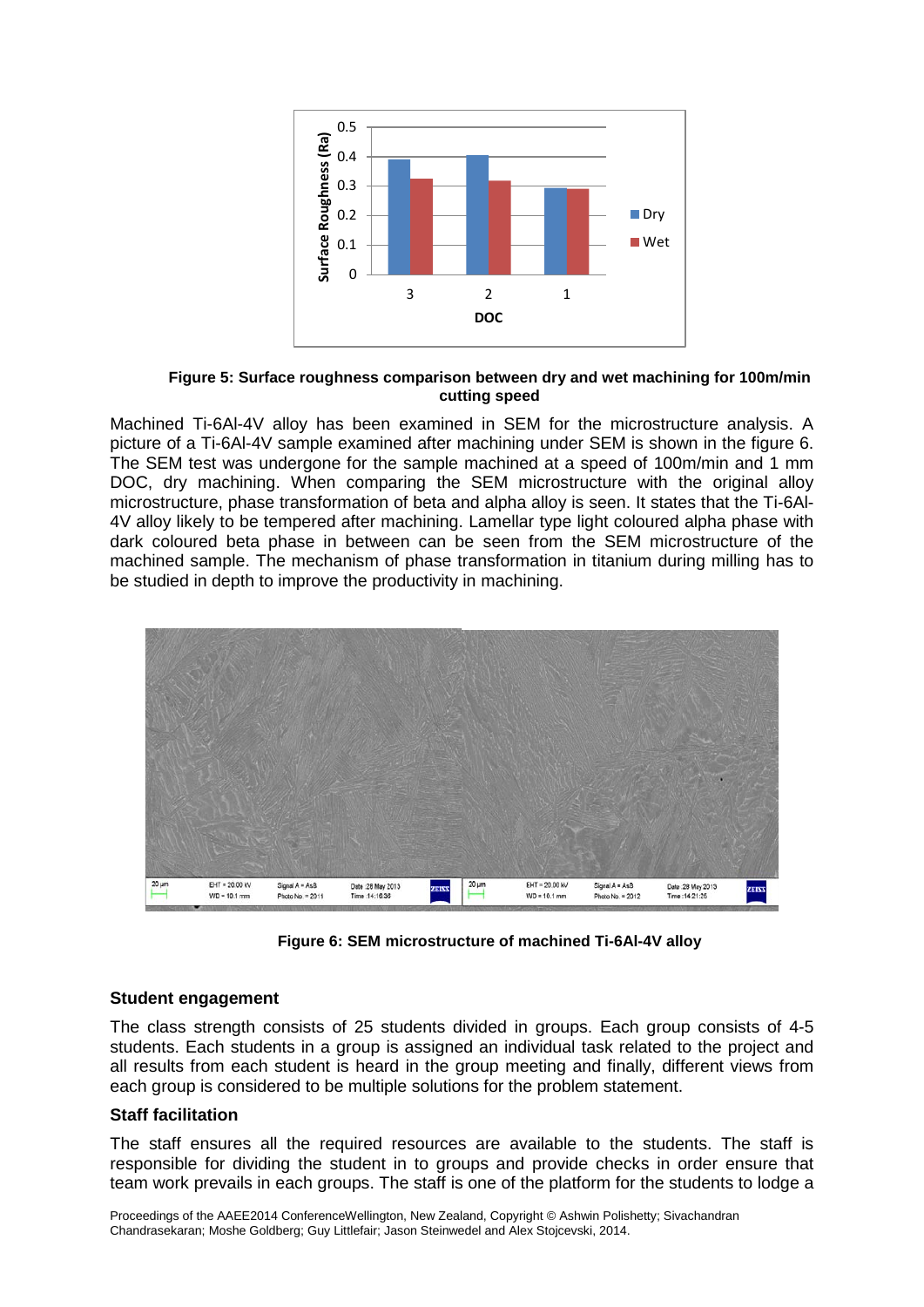**Figure 5: Surface roughness comparison between dry and wet machining for 100m/min cutting speed**

Machined Ti-6Al-4V alloy has been examined in SEM for the microstructure analysis. A picture of a Ti-6Al-4V sample examined after machining under SEM is shown in the figure 6. The SEM test was undergone for the sample machined at a speed of 100m/min and 1 mm DOC, dry machining. When comparing the SEM microstructure with the original alloy microstructure, phase transformation of beta and alpha alloy is seen. It states that the Ti-6Al-4V alloy likely to be tempered after machining. Lamellar type light coloured alpha phase with dark coloured beta phase in between can be seen from the SEM microstructure of the machined sample. The mechanism of phase transformation in titanium during milling has to be studied in depth to improve the productivity in machining.

**Figure 6: SEM microstructure of machined Ti-6Al-4V alloy**

### Student engagement

The class strength consists of 25 students divided in groups. Each group consists of 4-5 students. Each students in a group is assigned an individual task related to the project and all results from each student is heard in the group meeting and finally, different views from each group is considered to be multiple solutions for the problem statement.

### Staff facilitation

The staff ensures all the required resources are available to the students. The staff is responsible for dividing the student in to groups and provide checks in order ensure that team work prevails in each groups. The staff is one of the platform for the students to lodge a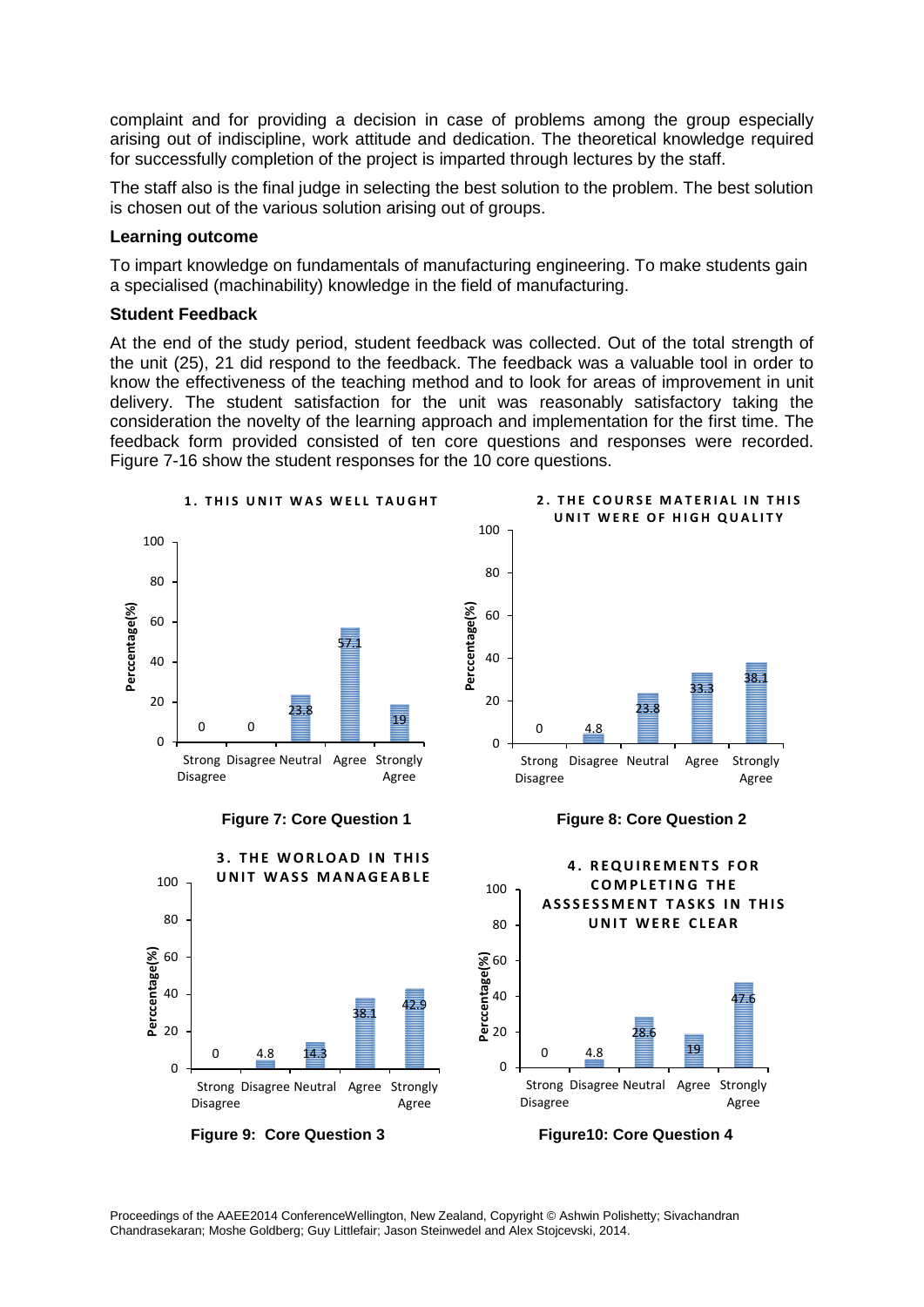complaint and for providing a decision in case of problems among the group especially arising out of indiscipline, work attitude and dedication. The theoretical knowledge required for successfully completion of the project is imparted through lectures by the staff.

The staff also is the final judge in selecting the best solution to the problem. The best solution is chosen out of the various solution arising out of groups.

**Learning outcome**

To impart knowledge on fundamentals of manufacturing engineering. To make students gain a specialised (machinability) knowledge in the field of manufacturing.

**Student Feedback**

At the end of the study period, student feedback was collected. Out of the total strength of the unit (25), 21 did respond to the feedback. The feedback was a valuable tool in order to know the effectiveness of the teaching method and to look for areas of improvement in unit delivery. The student satisfaction for the unit was reasonably satisfactory taking the consideration the novelty of the learning approach and implementation for the first time. The feedback form provided consisted of ten core questions and responses were recorded. Figure 7-16 show the student responses for the 10 core questions.

**1. THIS UNIT WAS WELL TAUGHT**

| Response | Perccentage(%) |
|---|---|
| Strong Disagree | 0 |
| Disagree | 0 |
| Neutral | 23.8 |
| Agree | 57.1 |
| Strongly Agree | 19 |

**Figure 7: Core Question 1**

**2. THE COURSE MATERIAL IN THIS UNIT WERE OF HIGH QUALITY**

| Response | Perccentage(%) |
|---|---|
| Strong Disagree | 0 |
| Disagree | 4.8 |
| Neutral | 23.8 |
| Agree | 33.3 |
| Strongly Agree | 38.1 |

**Figure 8: Core Question 2**

**3. THE WORLOAD IN THIS UNIT WASS MANAGEABLE**

| Response | Perccentage(%) |
|---|---|
| Strong Disagree | 0 |
| Disagree | 4.8 |
| Neutral | 14.3 |
| Agree | 38.1 |
| Strongly Agree | 42.9 |

**Figure 9: Core Question 3**

**4. REQUIREMENTS FOR COMPLETING THE ASSSESSMENT TASKS IN THIS UNIT WERE CLEAR**

| Response | Percentage(%) |
|---|---|
| Strong Disagree | 0 |
| Disagree | 4.8 |
| Neutral | 28.6 |
| Agree | 19 |
| Strongly Agree | 47.6 |

**Figure10: Core Question 4**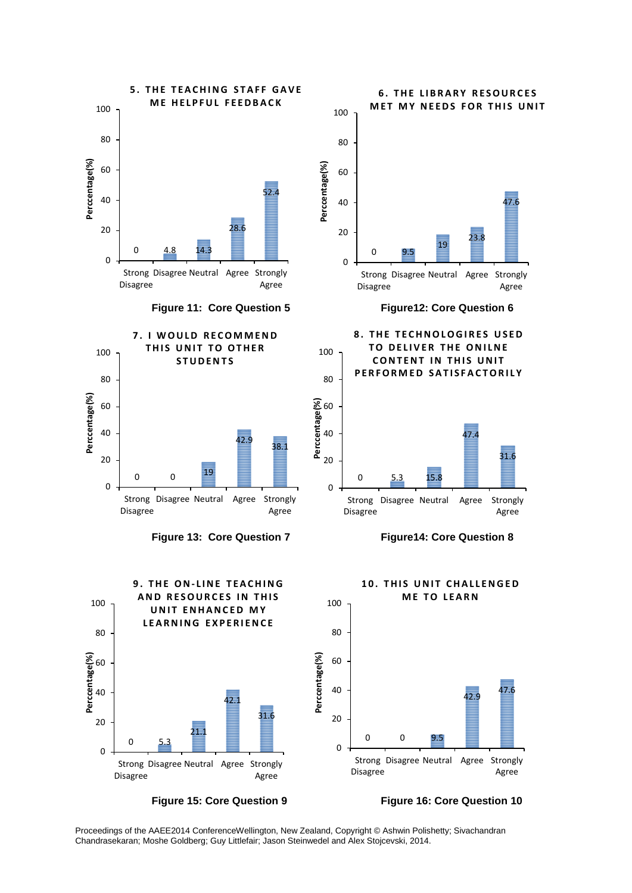**5. THE TEACHING STAFF GAVE ME HELPFUL FEEDBACK**

| Response | Perccentage(%) |
| --- | --- |
| Strong Disagree | 0 |
| Disagree | 4.8 |
| Neutral | 14.3 |
| Agree | 28.6 |
| Strongly Agree | 52.4 |

**Figure 11: Core Question 5**

**6. THE LIBRARY RESOURCES MET MY NEEDS FOR THIS UNIT**

| Response | Perccentage(%) |
| --- | --- |
| Strong Disagree | 0 |
| Disagree | 9.5 |
| Neutral | 19 |
| Agree | 23.8 |
| Strongly Agree | 47.6 |

**Figure12: Core Question 6**

**7. I WOULD RECOMMEND THIS UNIT TO OTHER STUDENTS**

| Response | Perccentage(%) |
| --- | --- |
| Strong Disagree | 0 |
| Disagree | 0 |
| Neutral | 19 |
| Agree | 42.9 |
| Strongly Agree | 38.1 |

**Figure 13: Core Question 7**

**8. THE TECHNOLOGIRES USED TO DELIVER THE ONILNE CONTENT IN THIS UNIT PERFORMED SATISFACTORILY**

| Response | Perccentage(%) |
| --- | --- |
| Strong Disagree | 0 |
| Disagree | 5.3 |
| Neutral | 15.8 |
| Agree | 47.4 |
| Strongly Agree | 31.6 |

**Figure14: Core Question 8**

**9. THE ON-LINE TEACHING AND RESOURCES IN THIS UNIT ENHANCED MY LEARNING EXPERIENCE**

| Response | Perccentage(%) |
| --- | --- |
| Strong Disagree | 0 |
| Disagree | 5.3 |
| Neutral | 21.1 |
| Agree | 42.1 |
| Strongly Agree | 31.6 |

**Figure 15: Core Question 9**

**10. THIS UNIT CHALLENGED ME TO LEARN**

| Response | Perccentage(%) |
| --- | --- |
| Strong Disagree | 0 |
| Disagree | 0 |
| Neutral | 9.5 |
| Agree | 42.9 |
| Strongly Agree | 47.6 |

**Figure 16: Core Question 10**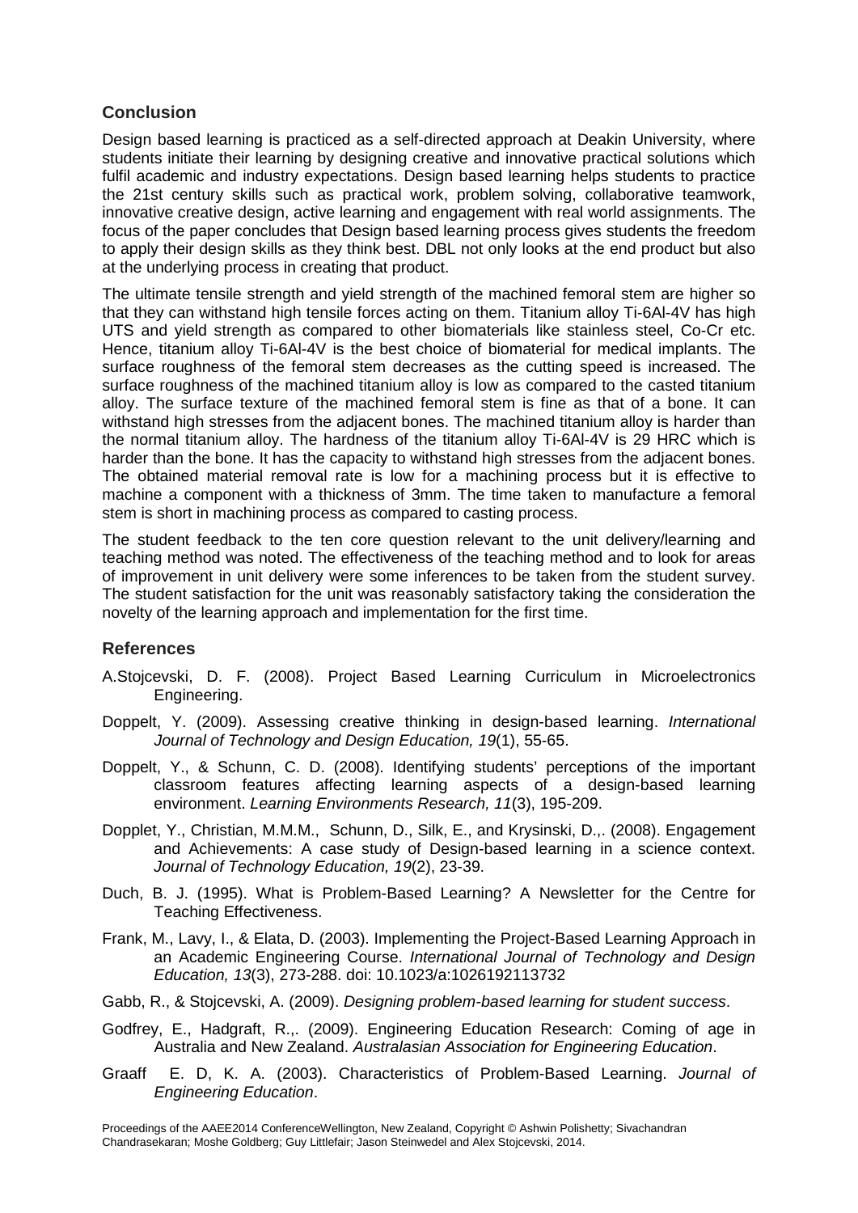## Conclusion

Design based learning is practiced as a self-directed approach at Deakin University, where students initiate their learning by designing creative and innovative practical solutions which fulfil academic and industry expectations. Design based learning helps students to practice the 21st century skills such as practical work, problem solving, collaborative teamwork, innovative creative design, active learning and engagement with real world assignments. The focus of the paper concludes that Design based learning process gives students the freedom to apply their design skills as they think best. DBL not only looks at the end product but also at the underlying process in creating that product.

The ultimate tensile strength and yield strength of the machined femoral stem are higher so that they can withstand high tensile forces acting on them. Titanium alloy Ti-6Al-4V has high UTS and yield strength as compared to other biomaterials like stainless steel, Co-Cr etc. Hence, titanium alloy Ti-6Al-4V is the best choice of biomaterial for medical implants. The surface roughness of the femoral stem decreases as the cutting speed is increased. The surface roughness of the machined titanium alloy is low as compared to the casted titanium alloy. The surface texture of the machined femoral stem is fine as that of a bone. It can withstand high stresses from the adjacent bones. The machined titanium alloy is harder than the normal titanium alloy. The hardness of the titanium alloy Ti-6Al-4V is 29 HRC which is harder than the bone. It has the capacity to withstand high stresses from the adjacent bones. The obtained material removal rate is low for a machining process but it is effective to machine a component with a thickness of 3mm. The time taken to manufacture a femoral stem is short in machining process as compared to casting process.

The student feedback to the ten core question relevant to the unit delivery/learning and teaching method was noted. The effectiveness of the teaching method and to look for areas of improvement in unit delivery were some inferences to be taken from the student survey. The student satisfaction for the unit was reasonably satisfactory taking the consideration the novelty of the learning approach and implementation for the first time.

## References

A.Stojcevski, D. F. (2008). Project Based Learning Curriculum in Microelectronics Engineering.

Doppelt, Y. (2009). Assessing creative thinking in design-based learning. *International Journal of Technology and Design Education, 19*(1), 55-65.

Doppelt, Y., & Schunn, C. D. (2008). Identifying students' perceptions of the important classroom features affecting learning aspects of a design-based learning environment. *Learning Environments Research, 11*(3), 195-209.

Dopplet, Y., Christian, M.M.M., Schunn, D., Silk, E., and Krysinski, D.,. (2008). Engagement and Achievements: A case study of Design-based learning in a science context. *Journal of Technology Education, 19*(2), 23-39.

Duch, B. J. (1995). What is Problem-Based Learning? A Newsletter for the Centre for Teaching Effectiveness.

Frank, M., Lavy, I., & Elata, D. (2003). Implementing the Project-Based Learning Approach in an Academic Engineering Course. *International Journal of Technology and Design Education, 13*(3), 273-288. doi: 10.1023/a:1026192113732

Gabb, R., & Stojcevski, A. (2009). *Designing problem-based learning for student success*.

Godfrey, E., Hadgraft, R.,. (2009). Engineering Education Research: Coming of age in Australia and New Zealand. *Australasian Association for Engineering Education*.

Graaff E. D, K. A. (2003). Characteristics of Problem-Based Learning. *Journal of Engineering Education*.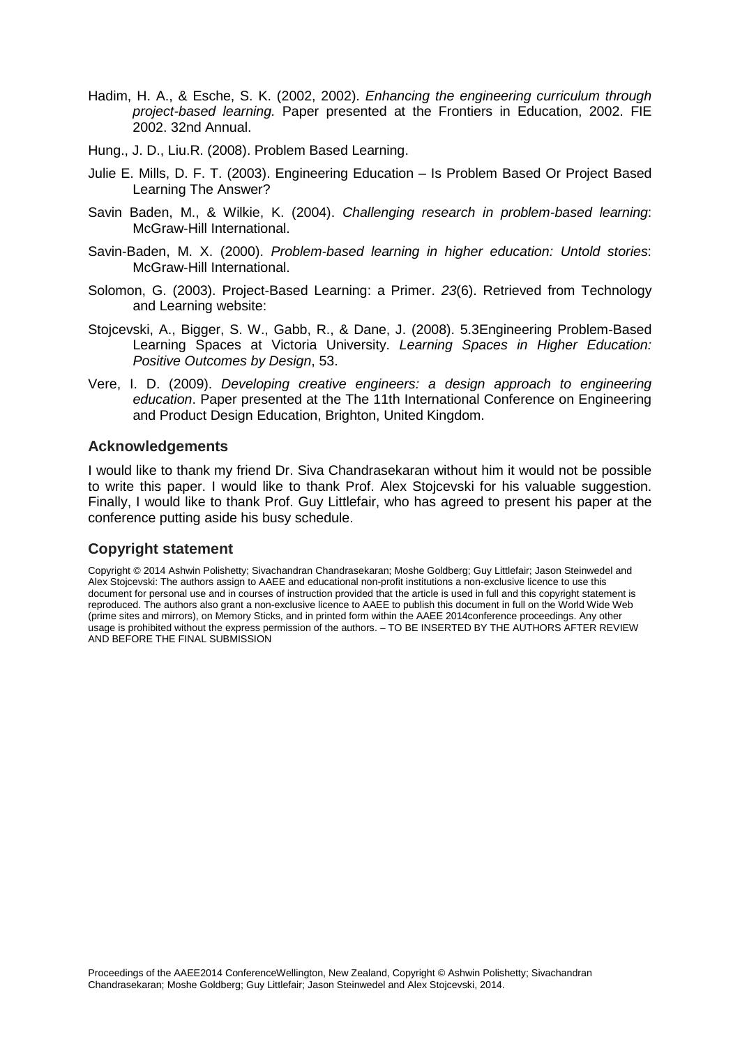Hadim, H. A., & Esche, S. K. (2002, 2002). *Enhancing the engineering curriculum through project-based learning.* Paper presented at the Frontiers in Education, 2002. FIE 2002. 32nd Annual.

Hung., J. D., Liu.R. (2008). Problem Based Learning.

Julie E. Mills, D. F. T. (2003). Engineering Education – Is Problem Based Or Project Based Learning The Answer?

Savin Baden, M., & Wilkie, K. (2004). *Challenging research in problem-based learning*: McGraw-Hill International.

Savin-Baden, M. X. (2000). *Problem-based learning in higher education: Untold stories*: McGraw-Hill International.

Solomon, G. (2003). Project-Based Learning: a Primer. *23*(6). Retrieved from Technology and Learning website:

Stojcevski, A., Bigger, S. W., Gabb, R., & Dane, J. (2008). 5.3Engineering Problem-Based Learning Spaces at Victoria University. *Learning Spaces in Higher Education: Positive Outcomes by Design*, 53.

Vere, I. D. (2009). *Developing creative engineers: a design approach to engineering education*. Paper presented at the The 11th International Conference on Engineering and Product Design Education, Brighton, United Kingdom.

## Acknowledgements

I would like to thank my friend Dr. Siva Chandrasekaran without him it would not be possible to write this paper. I would like to thank Prof. Alex Stojcevski for his valuable suggestion. Finally, I would like to thank Prof. Guy Littlefair, who has agreed to present his paper at the conference putting aside his busy schedule.

## Copyright statement

Copyright © 2014 Ashwin Polishetty; Sivachandran Chandrasekaran; Moshe Goldberg; Guy Littlefair; Jason Steinwedel and Alex Stojcevski: The authors assign to AAEE and educational non-profit institutions a non-exclusive licence to use this document for personal use and in courses of instruction provided that the article is used in full and this copyright statement is reproduced. The authors also grant a non-exclusive licence to AAEE to publish this document in full on the World Wide Web (prime sites and mirrors), on Memory Sticks, and in printed form within the AAEE 2014conference proceedings. Any other usage is prohibited without the express permission of the authors. – TO BE INSERTED BY THE AUTHORS AFTER REVIEW AND BEFORE THE FINAL SUBMISSION